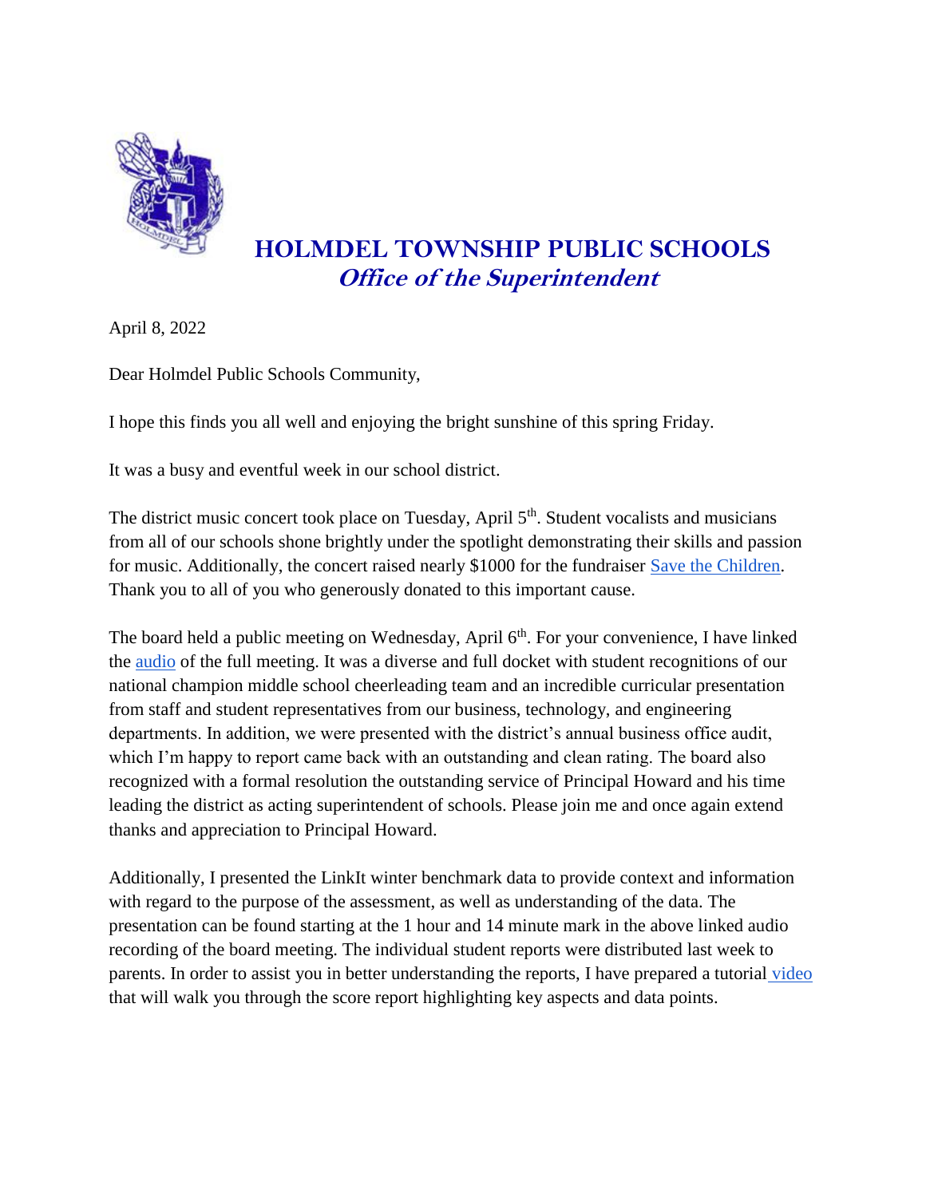# HOLMDEL TOWNSHIP PUBLIC SCHOOLS
## *Office of the Superintendent*

April 8, 2022

Dear Holmdel Public Schools Community,

I hope this finds you all well and enjoying the bright sunshine of this spring Friday.

It was a busy and eventful week in our school district.

The district music concert took place on Tuesday, April 5th. Student vocalists and musicians from all of our schools shone brightly under the spotlight demonstrating their skills and passion for music. Additionally, the concert raised nearly $1000 for the fundraiser Save the Children. Thank you to all of you who generously donated to this important cause.

The board held a public meeting on Wednesday, April 6th. For your convenience, I have linked the audio of the full meeting. It was a diverse and full docket with student recognitions of our national champion middle school cheerleading team and an incredible curricular presentation from staff and student representatives from our business, technology, and engineering departments. In addition, we were presented with the district's annual business office audit, which I'm happy to report came back with an outstanding and clean rating. The board also recognized with a formal resolution the outstanding service of Principal Howard and his time leading the district as acting superintendent of schools. Please join me and once again extend thanks and appreciation to Principal Howard.

Additionally, I presented the LinkIt winter benchmark data to provide context and information with regard to the purpose of the assessment, as well as understanding of the data. The presentation can be found starting at the 1 hour and 14 minute mark in the above linked audio recording of the board meeting. The individual student reports were distributed last week to parents. In order to assist you in better understanding the reports, I have prepared a tutorial video that will walk you through the score report highlighting key aspects and data points.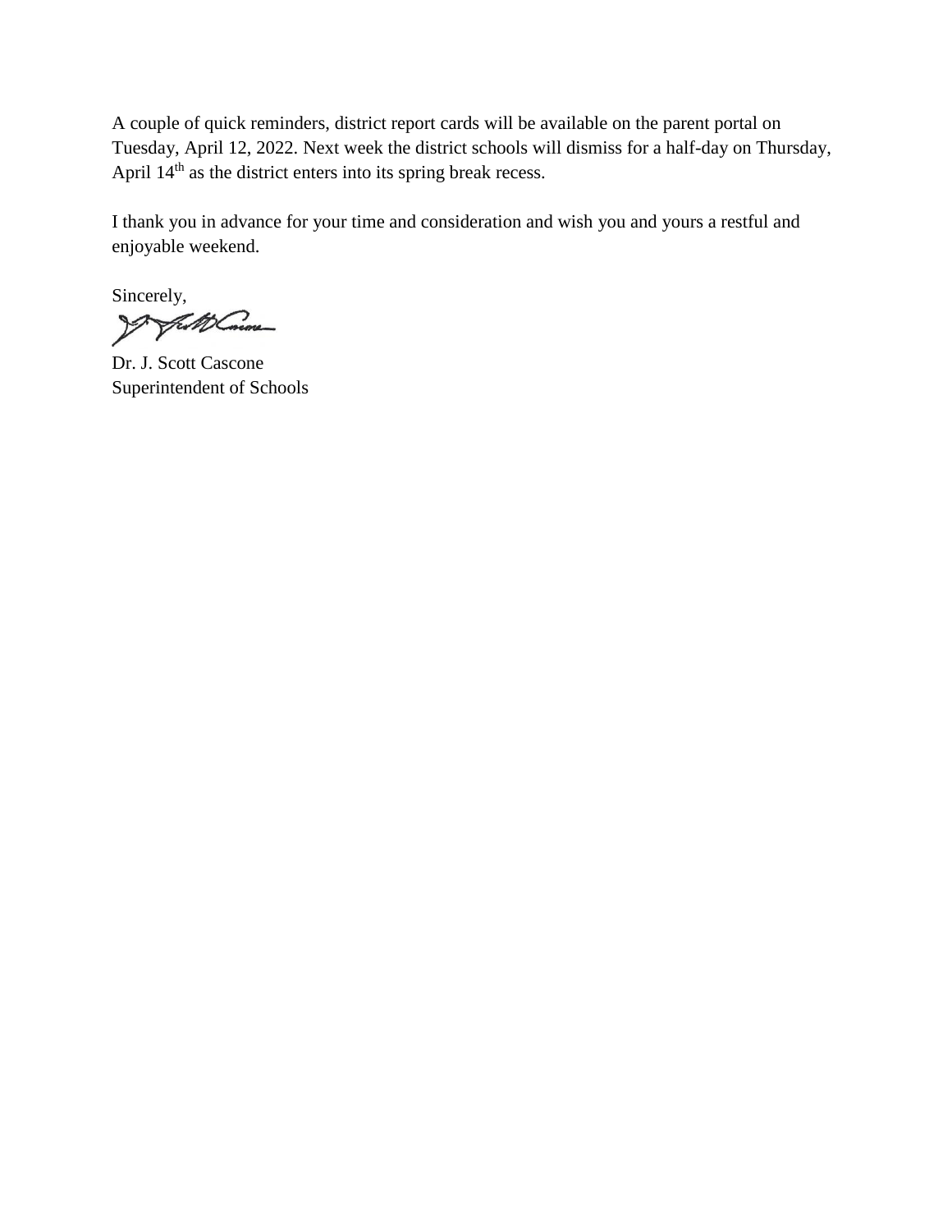A couple of quick reminders, district report cards will be available on the parent portal on Tuesday, April 12, 2022. Next week the district schools will dismiss for a half-day on Thursday, April 14th as the district enters into its spring break recess.

I thank you in advance for your time and consideration and wish you and yours a restful and enjoyable weekend.

Sincerely,

Dr. J. Scott Cascone
Superintendent of Schools